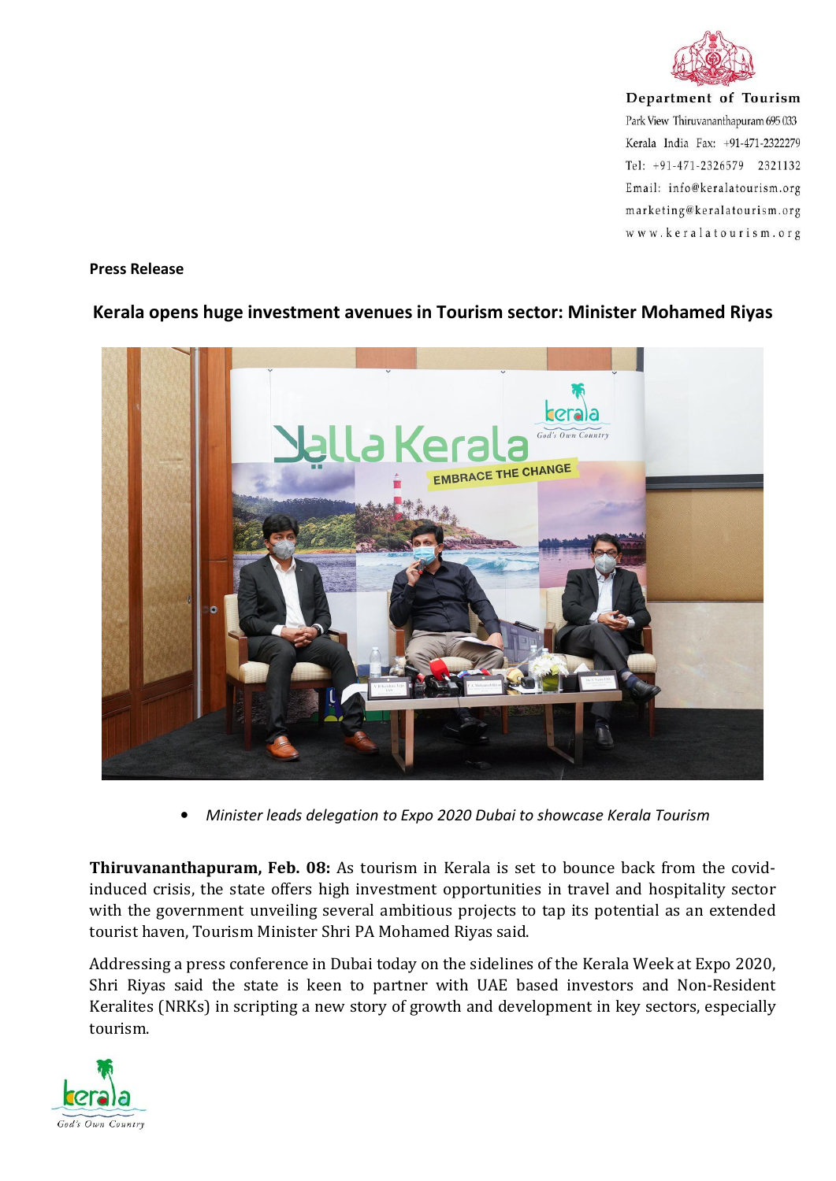Department of Tourism
Park View Thiruvananthapuram 695 033
Kerala India Fax: +91-471-2322279
Tel: +91-471-2326579 2321132
Email: info@keralatourism.org
marketing@keralatourism.org
www.keralatourism.org

**Press Release**

## Kerala opens huge investment avenues in Tourism sector: Minister Mohamed Riyas

- *Minister leads delegation to Expo 2020 Dubai to showcase Kerala Tourism*

**Thiruvananthapuram, Feb. 08:** As tourism in Kerala is set to bounce back from the covid-induced crisis, the state offers high investment opportunities in travel and hospitality sector with the government unveiling several ambitious projects to tap its potential as an extended tourist haven, Tourism Minister Shri PA Mohamed Riyas said.

Addressing a press conference in Dubai today on the sidelines of the Kerala Week at Expo 2020, Shri Riyas said the state is keen to partner with UAE based investors and Non-Resident Keralites (NRKs) in scripting a new story of growth and development in key sectors, especially tourism.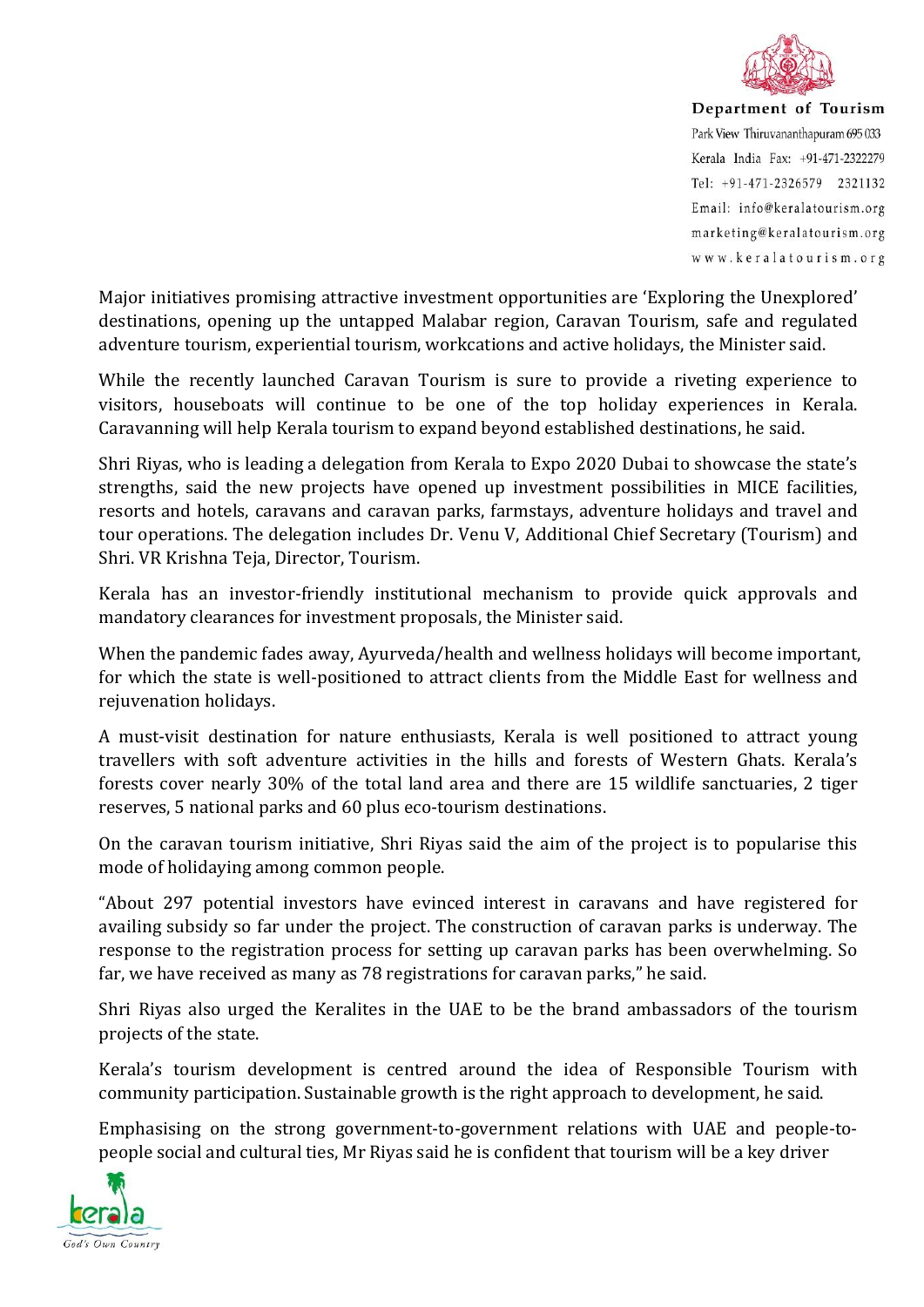Major initiatives promising attractive investment opportunities are 'Exploring the Unexplored' destinations, opening up the untapped Malabar region, Caravan Tourism, safe and regulated adventure tourism, experiential tourism, workcations and active holidays, the Minister said.

While the recently launched Caravan Tourism is sure to provide a riveting experience to visitors, houseboats will continue to be one of the top holiday experiences in Kerala. Caravanning will help Kerala tourism to expand beyond established destinations, he said.

Shri Riyas, who is leading a delegation from Kerala to Expo 2020 Dubai to showcase the state's strengths, said the new projects have opened up investment possibilities in MICE facilities, resorts and hotels, caravans and caravan parks, farmstays, adventure holidays and travel and tour operations. The delegation includes Dr. Venu V, Additional Chief Secretary (Tourism) and Shri. VR Krishna Teja, Director, Tourism.

Kerala has an investor-friendly institutional mechanism to provide quick approvals and mandatory clearances for investment proposals, the Minister said.

When the pandemic fades away, Ayurveda/health and wellness holidays will become important, for which the state is well-positioned to attract clients from the Middle East for wellness and rejuvenation holidays.

A must-visit destination for nature enthusiasts, Kerala is well positioned to attract young travellers with soft adventure activities in the hills and forests of Western Ghats. Kerala's forests cover nearly 30% of the total land area and there are 15 wildlife sanctuaries, 2 tiger reserves, 5 national parks and 60 plus eco-tourism destinations.

On the caravan tourism initiative, Shri Riyas said the aim of the project is to popularise this mode of holidaying among common people.

"About 297 potential investors have evinced interest in caravans and have registered for availing subsidy so far under the project. The construction of caravan parks is underway. The response to the registration process for setting up caravan parks has been overwhelming. So far, we have received as many as 78 registrations for caravan parks," he said.

Shri Riyas also urged the Keralites in the UAE to be the brand ambassadors of the tourism projects of the state.

Kerala's tourism development is centred around the idea of Responsible Tourism with community participation. Sustainable growth is the right approach to development, he said.

Emphasising on the strong government-to-government relations with UAE and people-to-people social and cultural ties, Mr Riyas said he is confident that tourism will be a key driver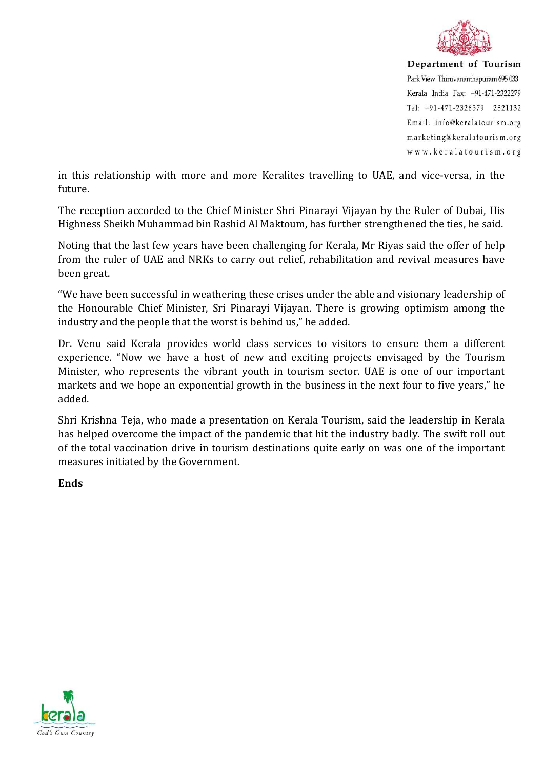in this relationship with more and more Keralites travelling to UAE, and vice-versa, in the future.

The reception accorded to the Chief Minister Shri Pinarayi Vijayan by the Ruler of Dubai, His Highness Sheikh Muhammad bin Rashid Al Maktoum, has further strengthened the ties, he said.

Noting that the last few years have been challenging for Kerala, Mr Riyas said the offer of help from the ruler of UAE and NRKs to carry out relief, rehabilitation and revival measures have been great.

"We have been successful in weathering these crises under the able and visionary leadership of the Honourable Chief Minister, Sri Pinarayi Vijayan. There is growing optimism among the industry and the people that the worst is behind us," he added.

Dr. Venu said Kerala provides world class services to visitors to ensure them a different experience. "Now we have a host of new and exciting projects envisaged by the Tourism Minister, who represents the vibrant youth in tourism sector. UAE is one of our important markets and we hope an exponential growth in the business in the next four to five years," he added.

Shri Krishna Teja, who made a presentation on Kerala Tourism, said the leadership in Kerala has helped overcome the impact of the pandemic that hit the industry badly. The swift roll out of the total vaccination drive in tourism destinations quite early on was one of the important measures initiated by the Government.

**Ends**